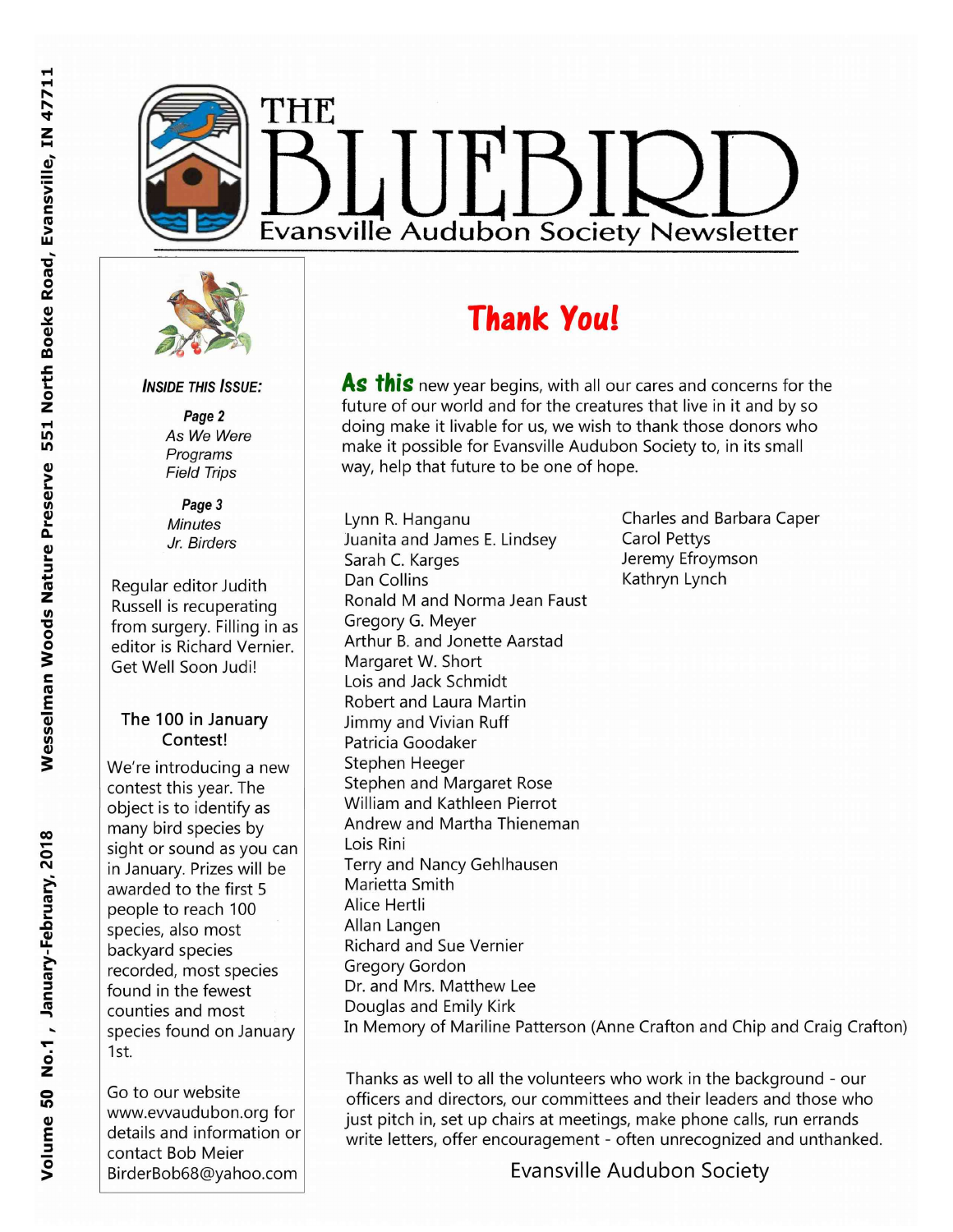# THE BLUEBIRD

## Evansville Audubon Society Newsletter

Volume 50 No.1, January-February, 2018 — Wesselman Woods Nature Preserve 551 North Boeke Road, Evansville, IN 47711

***INSIDE THIS ISSUE:***

***Page 2***
*As We Were*
*Programs*
*Field Trips*

***Page 3***
*Minutes*
*Jr. Birders*

Regular editor Judith Russell is recuperating from surgery. Filling in as editor is Richard Vernier. Get Well Soon Judi!

### The 100 in January Contest!

We're introducing a new contest this year. The object is to identify as many bird species by sight or sound as you can in January. Prizes will be awarded to the first 5 people to reach 100 species, also most backyard species recorded, most species found in the fewest counties and most species found on January 1st.

Go to our website www.evvaudubon.org for details and information or contact Bob Meier BirderBob68@yahoo.com

## Thank You!

**As this** new year begins, with all our cares and concerns for the future of our world and for the creatures that live in it and by so doing make it livable for us, we wish to thank those donors who make it possible for Evansville Audubon Society to, in its small way, help that future to be one of hope.

Lynn R. Hanganu
Juanita and James E. Lindsey
Sarah C. Karges
Dan Collins
Ronald M and Norma Jean Faust
Gregory G. Meyer
Arthur B. and Jonette Aarstad
Margaret W. Short
Lois and Jack Schmidt
Robert and Laura Martin
Jimmy and Vivian Ruff
Patricia Goodaker
Stephen Heeger
Stephen and Margaret Rose
William and Kathleen Pierrot
Andrew and Martha Thieneman
Lois Rini
Terry and Nancy Gehlhausen
Marietta Smith
Alice Hertli
Allan Langen
Richard and Sue Vernier
Gregory Gordon
Dr. and Mrs. Matthew Lee
Douglas and Emily Kirk
In Memory of Mariline Patterson (Anne Crafton and Chip and Craig Crafton)
Charles and Barbara Caper
Carol Pettys
Jeremy Efroymson
Kathryn Lynch

Thanks as well to all the volunteers who work in the background - our officers and directors, our committees and their leaders and those who just pitch in, set up chairs at meetings, make phone calls, run errands write letters, offer encouragement - often unrecognized and unthanked.

Evansville Audubon Society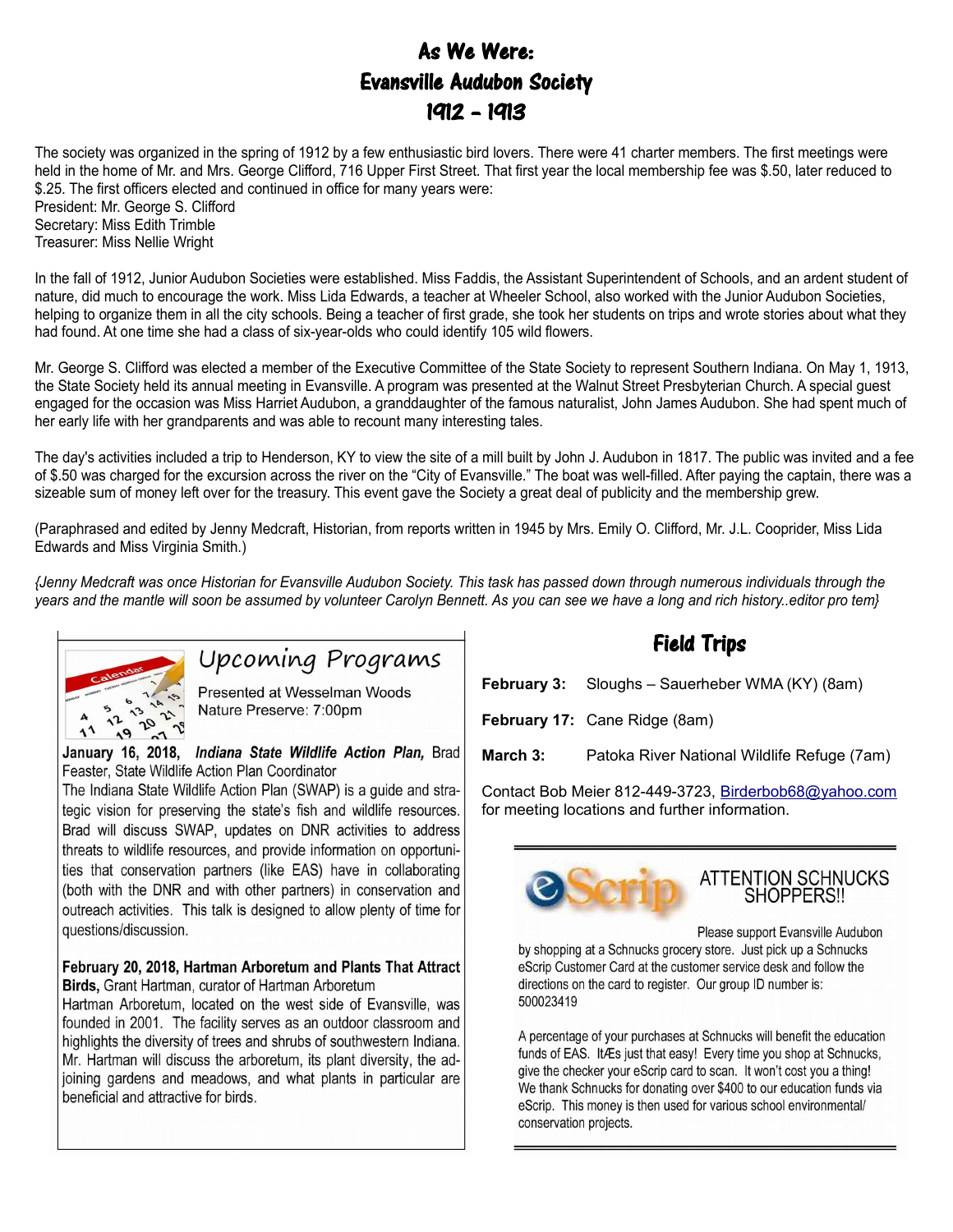# As We Were:
# Evansville Audubon Society
# 1912 - 1913

The society was organized in the spring of 1912 by a few enthusiastic bird lovers. There were 41 charter members. The first meetings were held in the home of Mr. and Mrs. George Clifford, 716 Upper First Street. That first year the local membership fee was $.50, later reduced to $.25. The first officers elected and continued in office for many years were:
President: Mr. George S. Clifford
Secretary: Miss Edith Trimble
Treasurer: Miss Nellie Wright

In the fall of 1912, Junior Audubon Societies were established. Miss Faddis, the Assistant Superintendent of Schools, and an ardent student of nature, did much to encourage the work. Miss Lida Edwards, a teacher at Wheeler School, also worked with the Junior Audubon Societies, helping to organize them in all the city schools. Being a teacher of first grade, she took her students on trips and wrote stories about what they had found. At one time she had a class of six-year-olds who could identify 105 wild flowers.

Mr. George S. Clifford was elected a member of the Executive Committee of the State Society to represent Southern Indiana. On May 1, 1913, the State Society held its annual meeting in Evansville. A program was presented at the Walnut Street Presbyterian Church. A special guest engaged for the occasion was Miss Harriet Audubon, a granddaughter of the famous naturalist, John James Audubon. She had spent much of her early life with her grandparents and was able to recount many interesting tales.

The day's activities included a trip to Henderson, KY to view the site of a mill built by John J. Audubon in 1817. The public was invited and a fee of $.50 was charged for the excursion across the river on the "City of Evansville." The boat was well-filled. After paying the captain, there was a sizeable sum of money left over for the treasury. This event gave the Society a great deal of publicity and the membership grew.

(Paraphrased and edited by Jenny Medcraft, Historian, from reports written in 1945 by Mrs. Emily O. Clifford, Mr. J.L. Cooprider, Miss Lida Edwards and Miss Virginia Smith.)

*{Jenny Medcraft was once Historian for Evansville Audubon Society. This task has passed down through numerous individuals through the years and the mantle will soon be assumed by volunteer Carolyn Bennett. As you can see we have a long and rich history..editor pro tem}*

## Upcoming Programs

Presented at Wesselman Woods Nature Preserve: 7:00pm

**January 16, 2018,** ***Indiana State Wildlife Action Plan,*** Brad Feaster, State Wildlife Action Plan Coordinator
The Indiana State Wildlife Action Plan (SWAP) is a guide and strategic vision for preserving the state's fish and wildlife resources. Brad will discuss SWAP, updates on DNR activities to address threats to wildlife resources, and provide information on opportunities that conservation partners (like EAS) have in collaborating (both with the DNR and with other partners) in conservation and outreach activities. This talk is designed to allow plenty of time for questions/discussion.

**February 20, 2018, Hartman Arboretum and Plants That Attract Birds,** Grant Hartman, curator of Hartman Arboretum
Hartman Arboretum, located on the west side of Evansville, was founded in 2001. The facility serves as an outdoor classroom and highlights the diversity of trees and shrubs of southwestern Indiana. Mr. Hartman will discuss the arboretum, its plant diversity, the adjoining gardens and meadows, and what plants in particular are beneficial and attractive for birds.

## Field Trips

**February 3:** Sloughs – Sauerheber WMA (KY) (8am)

**February 17:** Cane Ridge (8am)

**March 3:** Patoka River National Wildlife Refuge (7am)

Contact Bob Meier 812-449-3723, Birderbob68@yahoo.com for meeting locations and further information.

## eScrip — ATTENTION SCHNUCKS SHOPPERS!!

Please support Evansville Audubon by shopping at a Schnucks grocery store. Just pick up a Schnucks eScrip Customer Card at the customer service desk and follow the directions on the card to register. Our group ID number is: 500023419

A percentage of your purchases at Schnucks will benefit the education funds of EAS. ItÆs just that easy! Every time you shop at Schnucks, give the checker your eScrip card to scan. It won't cost you a thing! We thank Schnucks for donating over $400 to our education funds via eScrip. This money is then used for various school environmental/ conservation projects.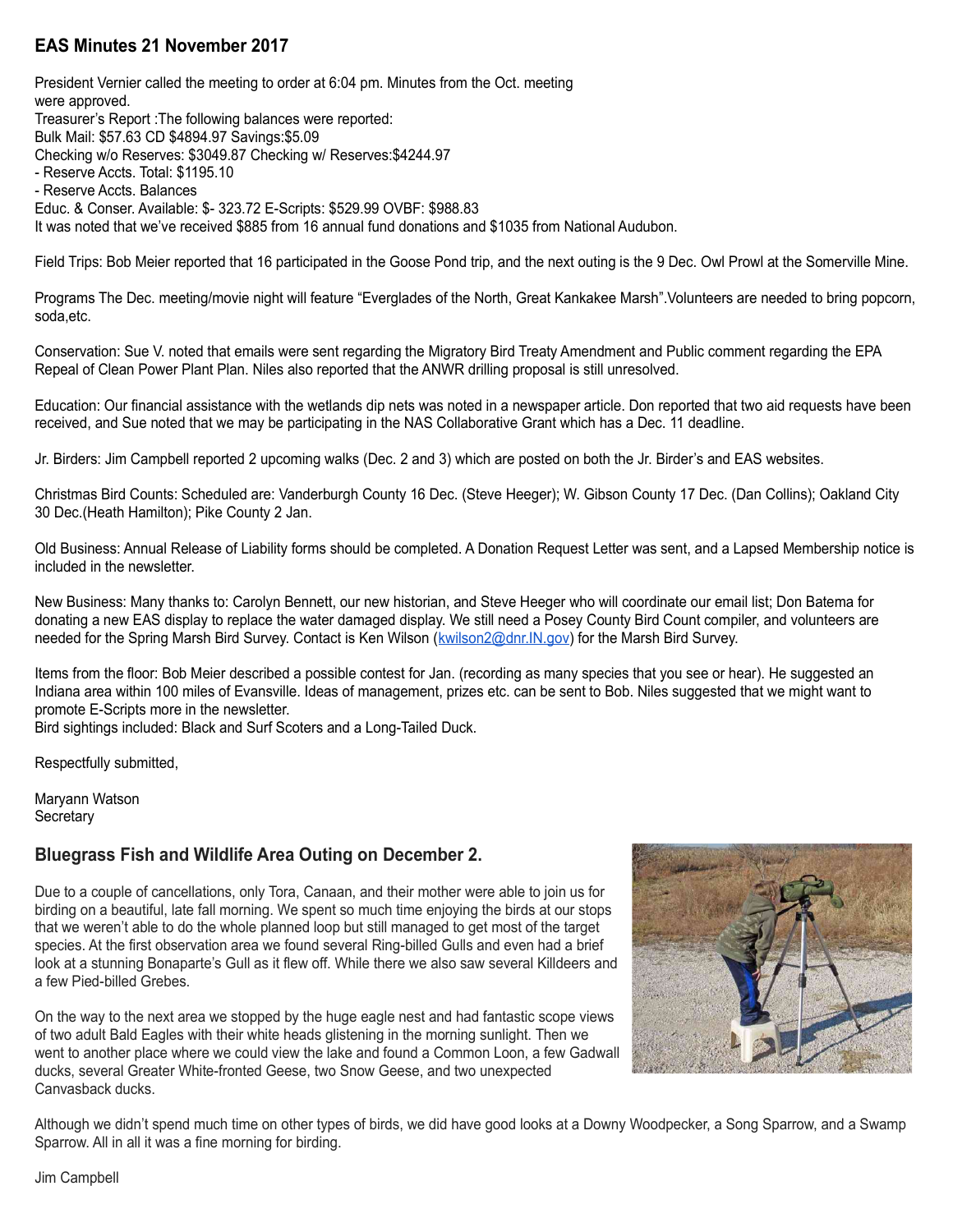## EAS Minutes 21 November 2017

President Vernier called the meeting to order at 6:04 pm. Minutes from the Oct. meeting were approved.

Treasurer's Report :The following balances were reported:
Bulk Mail: $57.63 CD $4894.97 Savings:$5.09
Checking w/o Reserves: $3049.87 Checking w/ Reserves:$4244.97
- Reserve Accts. Total: $1195.10
- Reserve Accts. Balances

Educ. & Conser. Available: $- 323.72 E-Scripts: $529.99 OVBF: $988.83
It was noted that we've received $885 from 16 annual fund donations and $1035 from National Audubon.

Field Trips: Bob Meier reported that 16 participated in the Goose Pond trip, and the next outing is the 9 Dec. Owl Prowl at the Somerville Mine.

Programs The Dec. meeting/movie night will feature "Everglades of the North, Great Kankakee Marsh".Volunteers are needed to bring popcorn, soda,etc.

Conservation: Sue V. noted that emails were sent regarding the Migratory Bird Treaty Amendment and Public comment regarding the EPA Repeal of Clean Power Plant Plan. Niles also reported that the ANWR drilling proposal is still unresolved.

Education: Our financial assistance with the wetlands dip nets was noted in a newspaper article. Don reported that two aid requests have been received, and Sue noted that we may be participating in the NAS Collaborative Grant which has a Dec. 11 deadline.

Jr. Birders: Jim Campbell reported 2 upcoming walks (Dec. 2 and 3) which are posted on both the Jr. Birder's and EAS websites.

Christmas Bird Counts: Scheduled are: Vanderburgh County 16 Dec. (Steve Heeger); W. Gibson County 17 Dec. (Dan Collins); Oakland City 30 Dec.(Heath Hamilton); Pike County 2 Jan.

Old Business: Annual Release of Liability forms should be completed. A Donation Request Letter was sent, and a Lapsed Membership notice is included in the newsletter.

New Business: Many thanks to: Carolyn Bennett, our new historian, and Steve Heeger who will coordinate our email list; Don Batema for donating a new EAS display to replace the water damaged display. We still need a Posey County Bird Count compiler, and volunteers are needed for the Spring Marsh Bird Survey. Contact is Ken Wilson (kwilson2@dnr.IN.gov) for the Marsh Bird Survey.

Items from the floor: Bob Meier described a possible contest for Jan. (recording as many species that you see or hear). He suggested an Indiana area within 100 miles of Evansville. Ideas of management, prizes etc. can be sent to Bob. Niles suggested that we might want to promote E-Scripts more in the newsletter.
Bird sightings included: Black and Surf Scoters and a Long-Tailed Duck.

Respectfully submitted,

Maryann Watson
Secretary

## Bluegrass Fish and Wildlife Area Outing on December 2.

Due to a couple of cancellations, only Tora, Canaan, and their mother were able to join us for birding on a beautiful, late fall morning. We spent so much time enjoying the birds at our stops that we weren't able to do the whole planned loop but still managed to get most of the target species. At the first observation area we found several Ring-billed Gulls and even had a brief look at a stunning Bonaparte's Gull as it flew off. While there we also saw several Killdeers and a few Pied-billed Grebes.

On the way to the next area we stopped by the huge eagle nest and had fantastic scope views of two adult Bald Eagles with their white heads glistening in the morning sunlight. Then we went to another place where we could view the lake and found a Common Loon, a few Gadwall ducks, several Greater White-fronted Geese, two Snow Geese, and two unexpected Canvasback ducks.

Although we didn't spend much time on other types of birds, we did have good looks at a Downy Woodpecker, a Song Sparrow, and a Swamp Sparrow. All in all it was a fine morning for birding.

Jim Campbell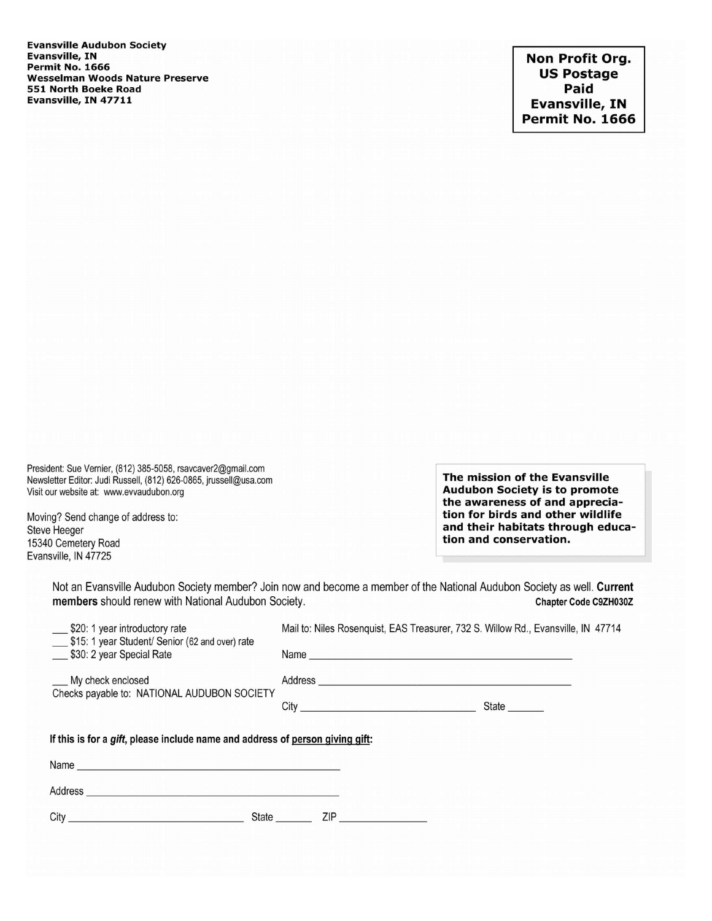**Evansville Audubon Society**
**Evansville, IN**
**Permit No. 1666**
**Wesselman Woods Nature Preserve**
**551 North Boeke Road**
**Evansville, IN 47711**

**Non Profit Org.**
**US Postage**
**Paid**
**Evansville, IN**
**Permit No. 1666**

President: Sue Vernier, (812) 385-5058, rsavcaver2@gmail.com
Newsletter Editor: Judi Russell, (812) 626-0865, jrussell@usa.com
Visit our website at: www.evvaudubon.org

Moving? Send change of address to:
Steve Heeger
15340 Cemetery Road
Evansville, IN 47725

**The mission of the Evansville Audubon Society is to promote the awareness of and appreciation for birds and other wildlife and their habitats through education and conservation.**

Not an Evansville Audubon Society member? Join now and become a member of the National Audubon Society as well. **Current members** should renew with National Audubon Society. **Chapter Code C9ZH030Z**

___ $20: 1 year introductory rate
___ $15: 1 year Student/ Senior (62 and over) rate
___ $30: 2 year Special Rate

___ My check enclosed
Checks payable to: NATIONAL AUDUBON SOCIETY

Mail to: Niles Rosenquist, EAS Treasurer, 732 S. Willow Rd., Evansville, IN 47714

Name ______________________________________________

Address ____________________________________________

City ______________________________ State _______

**If this is for a *gift*, please include name and address of person giving gift:**

Name ______________________________________________

Address ____________________________________________

City ______________________________ State _______ ZIP _______________